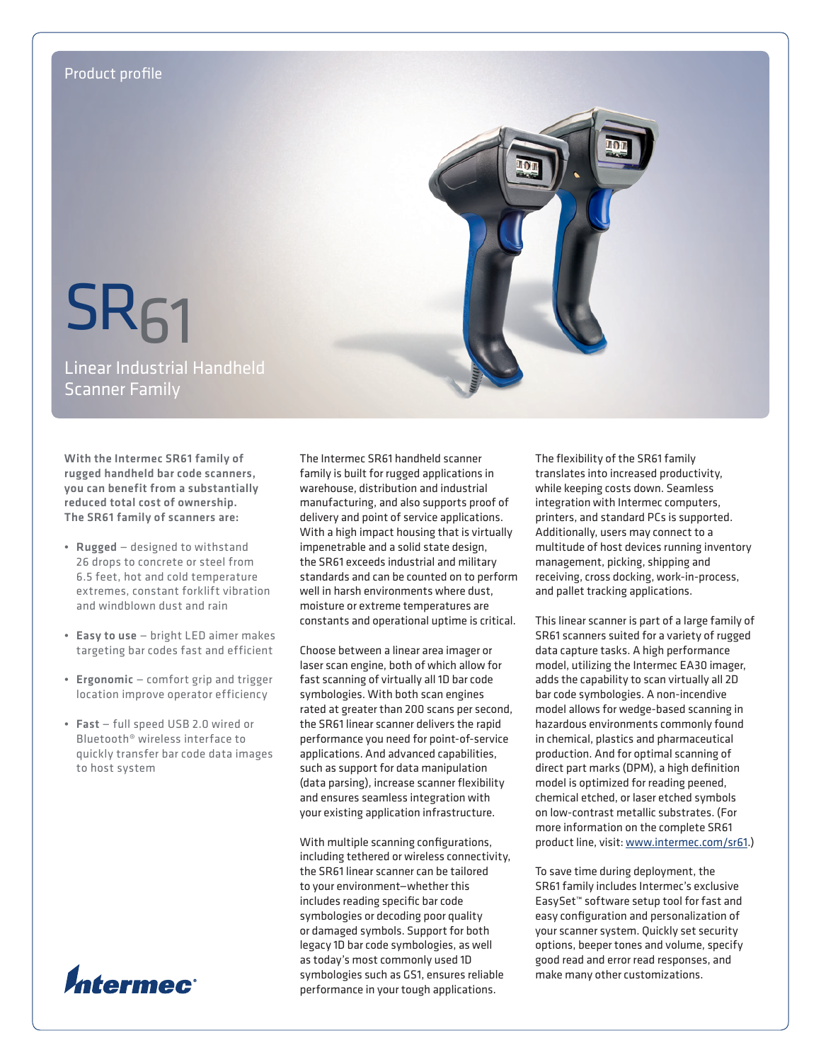Product profile

# SR61

## Linear Industrial Handheld Scanner Family

**With the Intermec SR61 family of rugged handheld bar code scanners, you can benefit from a substantially reduced total cost of ownership. The SR61 family of scanners are:**

- **Rugged** – designed to withstand 26 drops to concrete or steel from 6.5 feet, hot and cold temperature extremes, constant forklift vibration and windblown dust and rain
- **Easy to use** – bright LED aimer makes targeting bar codes fast and efficient
- **Ergonomic** – comfort grip and trigger location improve operator efficiency
- **Fast** – full speed USB 2.0 wired or Bluetooth® wireless interface to quickly transfer bar code data images to host system

The Intermec SR61 handheld scanner family is built for rugged applications in warehouse, distribution and industrial manufacturing, and also supports proof of delivery and point of service applications. With a high impact housing that is virtually impenetrable and a solid state design, the SR61 exceeds industrial and military standards and can be counted on to perform well in harsh environments where dust, moisture or extreme temperatures are constants and operational uptime is critical.

Choose between a linear area imager or laser scan engine, both of which allow for fast scanning of virtually all 1D bar code symbologies. With both scan engines rated at greater than 200 scans per second, the SR61 linear scanner delivers the rapid performance you need for point-of-service applications. And advanced capabilities, such as support for data manipulation (data parsing), increase scanner flexibility and ensures seamless integration with your existing application infrastructure.

With multiple scanning configurations, including tethered or wireless connectivity, the SR61 linear scanner can be tailored to your environment–whether this includes reading specific bar code symbologies or decoding poor quality or damaged symbols. Support for both legacy 1D bar code symbologies, as well as today's most commonly used 1D symbologies such as GS1, ensures reliable performance in your tough applications.

The flexibility of the SR61 family translates into increased productivity, while keeping costs down. Seamless integration with Intermec computers, printers, and standard PCs is supported. Additionally, users may connect to a multitude of host devices running inventory management, picking, shipping and receiving, cross docking, work-in-process, and pallet tracking applications.

This linear scanner is part of a large family of SR61 scanners suited for a variety of rugged data capture tasks. A high performance model, utilizing the Intermec EA30 imager, adds the capability to scan virtually all 2D bar code symbologies. A non-incendive model allows for wedge-based scanning in hazardous environments commonly found in chemical, plastics and pharmaceutical production. And for optimal scanning of direct part marks (DPM), a high definition model is optimized for reading peened, chemical etched, or laser etched symbols on low-contrast metallic substrates. (For more information on the complete SR61 product line, visit: www.intermec.com/sr61.)

To save time during deployment, the SR61 family includes Intermec's exclusive EasySet™ software setup tool for fast and easy configuration and personalization of your scanner system. Quickly set security options, beeper tones and volume, specify good read and error read responses, and make many other customizations.

Intermec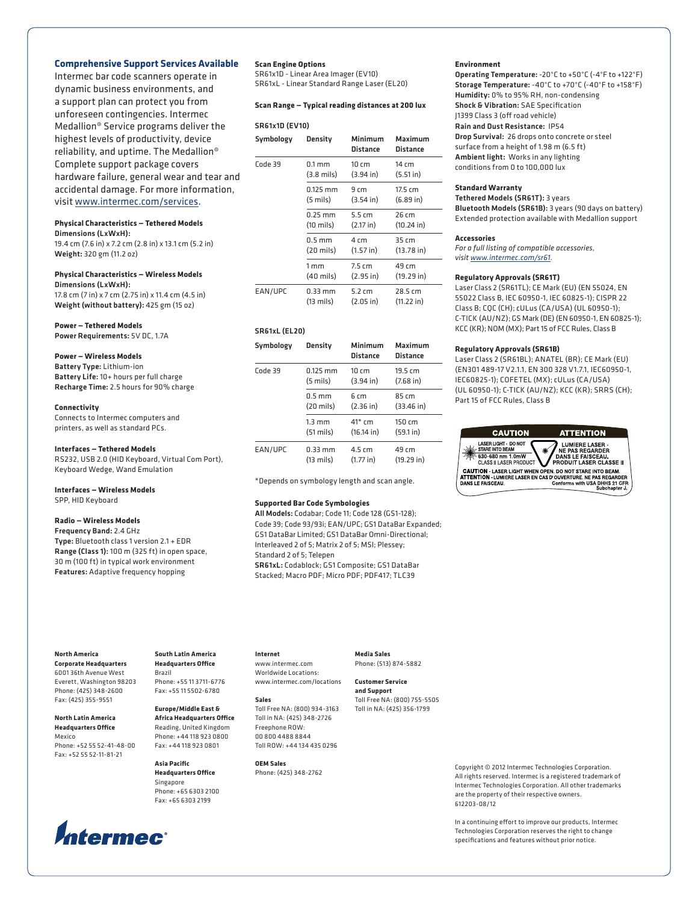## Comprehensive Support Services Available

Intermec bar code scanners operate in dynamic business environments, and a support plan can protect you from unforeseen contingencies. Intermec Medallion® Service programs deliver the highest levels of productivity, device reliability, and uptime. The Medallion® Complete support package covers hardware failure, general wear and tear and accidental damage. For more information, visit www.intermec.com/services.

**Physical Characteristics – Tethered Models**
**Dimensions (LxWxH):**
19.4 cm (7.6 in) x 7.2 cm (2.8 in) x 13.1 cm (5.2 in)
**Weight:** 320 gm (11.2 oz)

**Physical Characteristics – Wireless Models**
**Dimensions (LxWxH):**
17.8 cm (7 in) x 7 cm (2.75 in) x 11.4 cm (4.5 in)
**Weight (without battery):** 425 gm (15 oz)

**Power – Tethered Models**
**Power Requirements:** 5V DC, 1.7A

**Power – Wireless Models**
**Battery Type:** Lithium-ion
**Battery Life:** 10+ hours per full charge
**Recharge Time:** 2.5 hours for 90% charge

**Connectivity**
Connects to Intermec computers and printers, as well as standard PCs.

**Interfaces – Tethered Models**
RS232, USB 2.0 (HID Keyboard, Virtual Com Port), Keyboard Wedge, Wand Emulation

**Interfaces – Wireless Models**
SPP, HID Keyboard

**Radio – Wireless Models**
**Frequency Band:** 2.4 GHz
**Type:** Bluetooth class 1 version 2.1 + EDR
**Range (Class 1):** 100 m (325 ft) in open space, 30 m (100 ft) in typical work environment
**Features:** Adaptive frequency hopping

**Scan Engine Options**
SR61x1D - Linear Area Imager (EV10)
SR61xL - Linear Standard Range Laser (EL20)

**Scan Range – Typical reading distances at 200 lux**

**SR61x1D (EV10)**

| Symbology | Density | Minimum Distance | Maximum Distance |
|---|---|---|---|
| Code 39 | 0.1 mm (3.8 mils) | 10 cm (3.94 in) | 14 cm (5.51 in) |
| | 0.125 mm (5 mils) | 9 cm (3.54 in) | 17.5 cm (6.89 in) |
| | 0.25 mm (10 mils) | 5.5 cm (2.17 in) | 26 cm (10.24 in) |
| | 0.5 mm (20 mils) | 4 cm (1.57 in) | 35 cm (13.78 in) |
| | 1 mm (40 mils) | 7.5 cm (2.95 in) | 49 cm (19.29 in) |
| EAN/UPC | 0.33 mm (13 mils) | 5.2 cm (2.05 in) | 28.5 cm (11.22 in) |

**SR61xL (EL20)**

| Symbology | Density | Minimum Distance | Maximum Distance |
|---|---|---|---|
| Code 39 | 0.125 mm (5 mils) | 10 cm (3.94 in) | 19.5 cm (7.68 in) |
| | 0.5 mm (20 mils) | 6 cm (2.36 in) | 85 cm (33.46 in) |
| | 1.3 mm (51 mils) | 41* cm (16.14 in) | 150 cm (59.1 in) |
| EAN/UPC | 0.33 mm (13 mils) | 4.5 cm (1.77 in) | 49 cm (19.29 in) |

*Depends on symbology length and scan angle.

**Supported Bar Code Symbologies**
**All Models:** Codabar; Code 11; Code 128 (GS1-128); Code 39; Code 93/93i; EAN/UPC; GS1 DataBar Expanded; GS1 DataBar Limited; GS1 DataBar Omni-Directional; Interleaved 2 of 5; Matrix 2 of 5; MSI; Plessey; Standard 2 of 5; Telepen
**SR61xL:** Codablock; GS1 Composite; GS1 DataBar Stacked; Macro PDF; Micro PDF; PDF417; TLC39

**Environment**
**Operating Temperature:** -20°C to +50°C (-4°F to +122°F)
**Storage Temperature:** -40°C to +70°C (-40°F to +158°F)
**Humidity:** 0% to 95% RH, non-condensing
**Shock & Vibration:** SAE Specification J1399 Class 3 (off road vehicle)
**Rain and Dust Resistance:** IP54
**Drop Survival:** 26 drops onto concrete or steel surface from a height of 1.98 m (6.5 ft)
**Ambient light:** Works in any lighting conditions from 0 to 100,000 lux

**Standard Warranty**
**Tethered Models (SR61T):** 3 years
**Bluetooth Models (SR61B):** 3 years (90 days on battery)
Extended protection available with Medallion support

**Accessories**
*For a full listing of compatible accessories, visit www.intermec.com/sr61.*

**Regulatory Approvals (SR61T)**
Laser Class 2 (SR61TL); CE Mark (EU) (EN 55024, EN 55022 Class B, IEC 60950-1, IEC 60825-1); CISPR 22 Class B; CQC (CH); cULus (CA/USA) (UL 60950-1); C-TICK (AU/NZ); GS Mark (DE) (EN 60950-1, EN 60825-1); KCC (KR); NOM (MX); Part 15 of FCC Rules, Class B

**Regulatory Approvals (SR61B)**
Laser Class 2 (SR61BL); ANATEL (BR); CE Mark (EU) (EN301 489-17 V2.1.1, EN 300 328 V1.7.1, IEC60950-1, IEC60825-1); COFETEL (MX); cULus (CA/USA) (UL 60950-1); C-TICK (AU/NZ); KCC (KR); SRRS (CH); Part 15 of FCC Rules, Class B

CAUTION ATTENTION
LASER LIGHT - DO NOT STARE INTO BEAM 630-680 nm 1.0mW CLASS II LASER PRODUCT
LUMIERE LASER - NE PAS REGARDER DANS LE FAISCEAU. PRODUIT LASER CLASSE II
CAUTION - LASER LIGHT WHEN OPEN. DO NOT STARE INTO BEAM.
ATTENTION - LUMIERE LASER EN CAS D'OUVERTURE. NE PAS REGARDER DANS LE FAISCEAU.
Conforms with USA DHHS 21 CFR Subchapter J.

**North America**
**Corporate Headquarters**
6001 36th Avenue West
Everett, Washington 98203
Phone: (425) 348-2600
Fax: (425) 355-9551

**North Latin America**
**Headquarters Office**
Mexico
Phone: +52 55 52-41-48-00
Fax: +52 55 52-11-81-21

**South Latin America**
**Headquarters Office**
Brazil
Phone: +55 11 3711-6776
Fax: +55 11 5502-6780

**Europe/Middle East & Africa Headquarters Office**
Reading, United Kingdom
Phone: +44 118 923 0800
Fax: +44 118 923 0801

**Asia Pacific**
**Headquarters Office**
Singapore
Phone: +65 6303 2100
Fax: +65 6303 2199

**Internet**
www.intermec.com
Worldwide Locations:
www.intermec.com/locations

**Sales**
Toll Free NA: (800) 934-3163
Toll in NA: (425) 348-2726
Freephone ROW:
00 800 4488 8844
Toll ROW: +44 134 435 0296

**OEM Sales**
Phone: (425) 348-2762

**Media Sales**
Phone: (513) 874-5882

**Customer Service and Support**
Toll Free NA: (800) 755-5505
Toll in NA: (425) 356-1799

Copyright © 2012 Intermec Technologies Corporation. All rights reserved. Intermec is a registered trademark of Intermec Technologies Corporation. All other trademarks are the property of their respective owners.
612203-08/12

In a continuing effort to improve our products, Intermec Technologies Corporation reserves the right to change specifications and features without prior notice.

Intermec